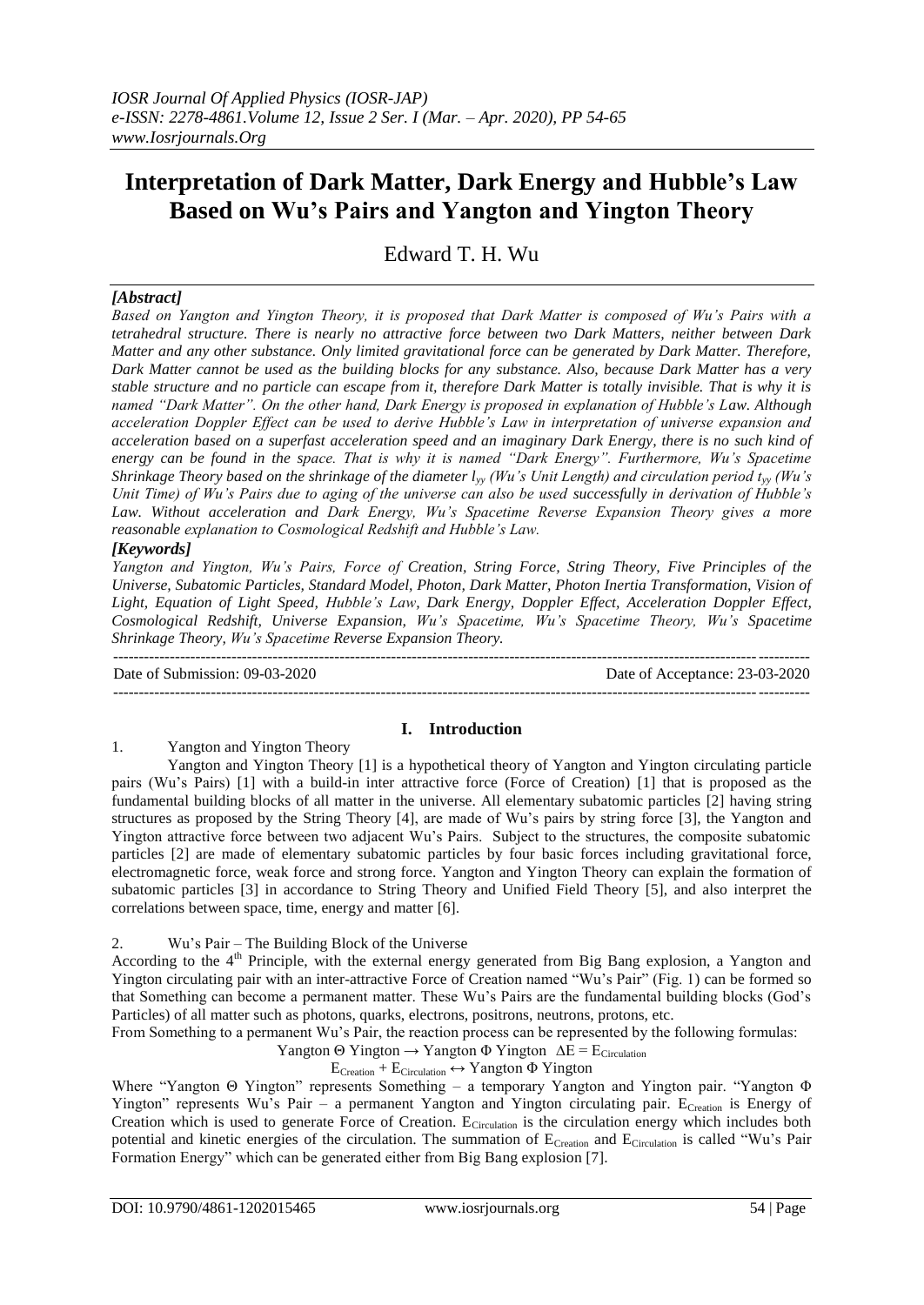# Interpretation of Dark Matter, Dark Energy and Hubble's Law Based on Wu's Pairs and Yangton and Yington Theory

Edward T. H. Wu

## *[Abstract]*

*Based on Yangton and Yington Theory, it is proposed that Dark Matter is composed of Wu's Pairs with a tetrahedral structure. There is nearly no attractive force between two Dark Matters, neither between Dark Matter and any other substance. Only limited gravitational force can be generated by Dark Matter. Therefore, Dark Matter cannot be used as the building blocks for any substance. Also, because Dark Matter has a very stable structure and no particle can escape from it, therefore Dark Matter is totally invisible. That is why it is named "Dark Matter". On the other hand, Dark Energy is proposed in explanation of Hubble's Law. Although acceleration Doppler Effect can be used to derive Hubble's Law in interpretation of universe expansion and acceleration based on a superfast acceleration speed and an imaginary Dark Energy, there is no such kind of energy can be found in the space. That is why it is named "Dark Energy". Furthermore, Wu's Spacetime Shrinkage Theory based on the shrinkage of the diameter $l_{yy}$ (Wu's Unit Length) and circulation period $t_{yy}$ (Wu's Unit Time) of Wu's Pairs due to aging of the universe can also be used successfully in derivation of Hubble's Law. Without acceleration and Dark Energy, Wu's Spacetime Reverse Expansion Theory gives a more reasonable explanation to Cosmological Redshift and Hubble's Law.*

## *[Keywords]*

*Yangton and Yington, Wu's Pairs, Force of Creation, String Force, String Theory, Five Principles of the Universe, Subatomic Particles, Standard Model, Photon, Dark Matter, Photon Inertia Transformation, Vision of Light, Equation of Light Speed, Hubble's Law, Dark Energy, Doppler Effect, Acceleration Doppler Effect, Cosmological Redshift, Universe Expansion, Wu's Spacetime, Wu's Spacetime Theory, Wu's Spacetime Shrinkage Theory, Wu's Spacetime Reverse Expansion Theory.*

Date of Submission: 09-03-2020 | Date of Acceptance: 23-03-2020

## I. Introduction

### 1. Yangton and Yington Theory

Yangton and Yington Theory [1] is a hypothetical theory of Yangton and Yington circulating particle pairs (Wu's Pairs) [1] with a build-in inter attractive force (Force of Creation) [1] that is proposed as the fundamental building blocks of all matter in the universe. All elementary subatomic particles [2] having string structures as proposed by the String Theory [4], are made of Wu's pairs by string force [3], the Yangton and Yington attractive force between two adjacent Wu's Pairs. Subject to the structures, the composite subatomic particles [2] are made of elementary subatomic particles by four basic forces including gravitational force, electromagnetic force, weak force and strong force. Yangton and Yington Theory can explain the formation of subatomic particles [3] in accordance to String Theory and Unified Field Theory [5], and also interpret the correlations between space, time, energy and matter [6].

### 2. Wu's Pair – The Building Block of the Universe

According to the 4[th] Principle, with the external energy generated from Big Bang explosion, a Yangton and Yington circulating pair with an inter-attractive Force of Creation named "Wu's Pair" (Fig. 1) can be formed so that Something can become a permanent matter. These Wu's Pairs are the fundamental building blocks (God's Particles) of all matter such as photons, quarks, electrons, positrons, neutrons, protons, etc.

From Something to a permanent Wu's Pair, the reaction process can be represented by the following formulas:

$$\text{Yangton } \Theta \text{ Yington} \rightarrow \text{Yangton } \Phi \text{ Yington} \quad \Delta E = E_{Circulation}$$

$$E_{Creation} + E_{Circulation} \leftrightarrow \text{Yangton } \Phi \text{ Yington}$$

Where "Yangton Θ Yington" represents Something – a temporary Yangton and Yington pair. "Yangton Φ Yington" represents Wu's Pair – a permanent Yangton and Yington circulating pair. $E_{Creation}$ is Energy of Creation which is used to generate Force of Creation. $E_{Circulation}$ is the circulation energy which includes both potential and kinetic energies of the circulation. The summation of $E_{Creation}$ and $E_{Circulation}$ is called "Wu's Pair Formation Energy" which can be generated either from Big Bang explosion [7].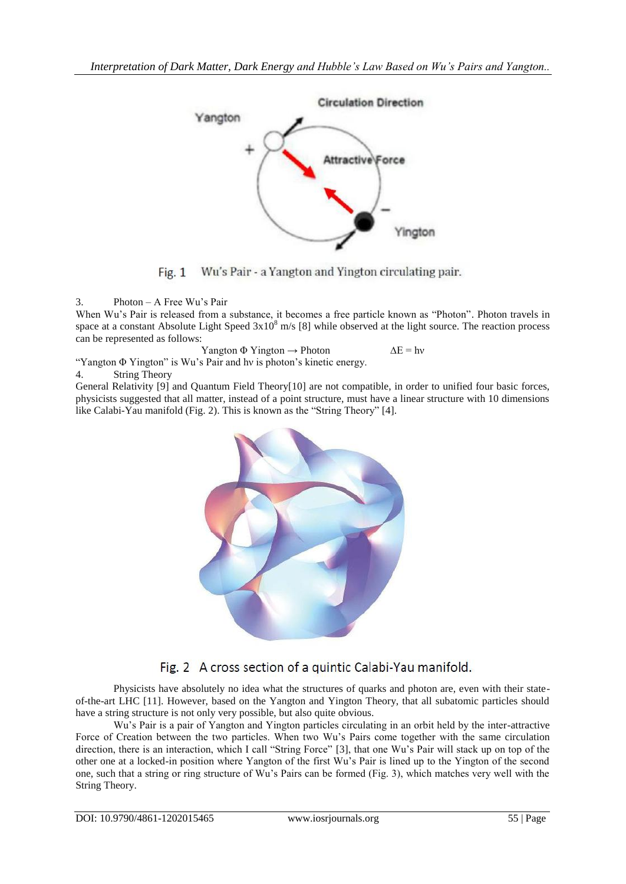Fig. 1 Wu's Pair - a Yangton and Yington circulating pair.

## 3. Photon – A Free Wu's Pair

When Wu's Pair is released from a substance, it becomes a free particle known as "Photon". Photon travels in space at a constant Absolute Light Speed $3x10^8$ m/s [8] while observed at the light source. The reaction process can be represented as follows:

$$\text{Yangton } \Phi \text{ Yington} \rightarrow \text{Photon} \qquad \Delta E = h\nu$$

"Yangton Φ Yington" is Wu's Pair and $h\nu$ is photon's kinetic energy.

## 4. String Theory

General Relativity [9] and Quantum Field Theory[10] are not compatible, in order to unified four basic forces, physicists suggested that all matter, instead of a point structure, must have a linear structure with 10 dimensions like Calabi-Yau manifold (Fig. 2). This is known as the "String Theory" [4].

Fig. 2 A cross section of a quintic Calabi-Yau manifold.

Physicists have absolutely no idea what the structures of quarks and photon are, even with their state-of-the-art LHC [11]. However, based on the Yangton and Yington Theory, that all subatomic particles should have a string structure is not only very possible, but also quite obvious.

Wu's Pair is a pair of Yangton and Yington particles circulating in an orbit held by the inter-attractive Force of Creation between the two particles. When two Wu's Pairs come together with the same circulation direction, there is an interaction, which I call "String Force" [3], that one Wu's Pair will stack up on top of the other one at a locked-in position where Yangton of the first Wu's Pair is lined up to the Yington of the second one, such that a string or ring structure of Wu's Pairs can be formed (Fig. 3), which matches very well with the String Theory.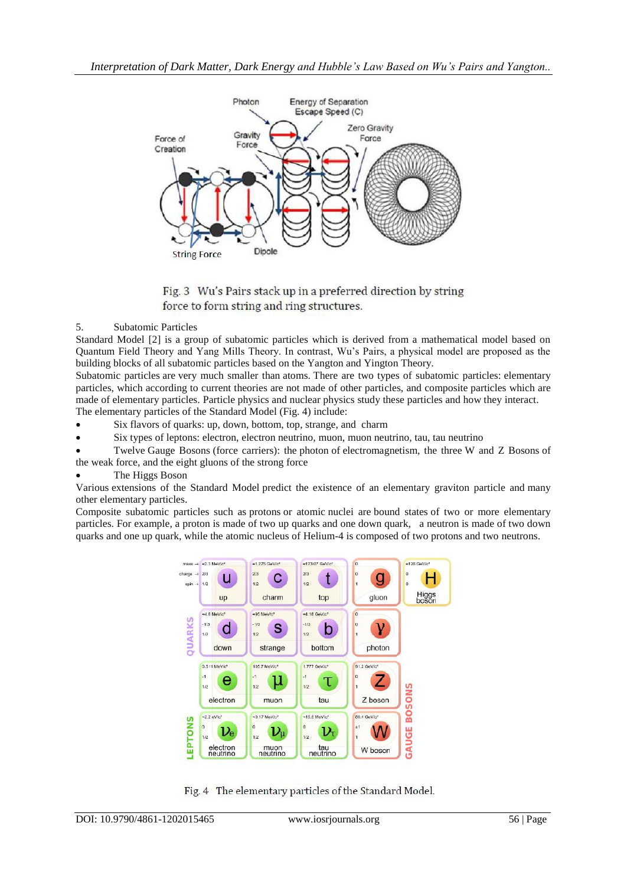Fig. 3 Wu's Pairs stack up in a preferred direction by string force to form string and ring structures.

## 5. Subatomic Particles

Standard Model [2] is a group of subatomic particles which is derived from a mathematical model based on Quantum Field Theory and Yang Mills Theory. In contrast, Wu's Pairs, a physical model are proposed as the building blocks of all subatomic particles based on the Yangton and Yington Theory.

Subatomic particles are very much smaller than atoms. There are two types of subatomic particles: elementary particles, which according to current theories are not made of other particles, and composite particles which are made of elementary particles. Particle physics and nuclear physics study these particles and how they interact.

The elementary particles of the Standard Model (Fig. 4) include:

- Six flavors of quarks: up, down, bottom, top, strange, and charm
- Six types of leptons: electron, electron neutrino, muon, muon neutrino, tau, tau neutrino
- Twelve Gauge Bosons (force carriers): the photon of electromagnetism, the three W and Z Bosons of the weak force, and the eight gluons of the strong force
- The Higgs Boson

Various extensions of the Standard Model predict the existence of an elementary graviton particle and many other elementary particles.

Composite subatomic particles such as protons or atomic nuclei are bound states of two or more elementary particles. For example, a proton is made of two up quarks and one down quark, a neutron is made of two down quarks and one up quark, while the atomic nucleus of Helium-4 is composed of two protons and two neutrons.

Fig. 4 The elementary particles of the Standard Model.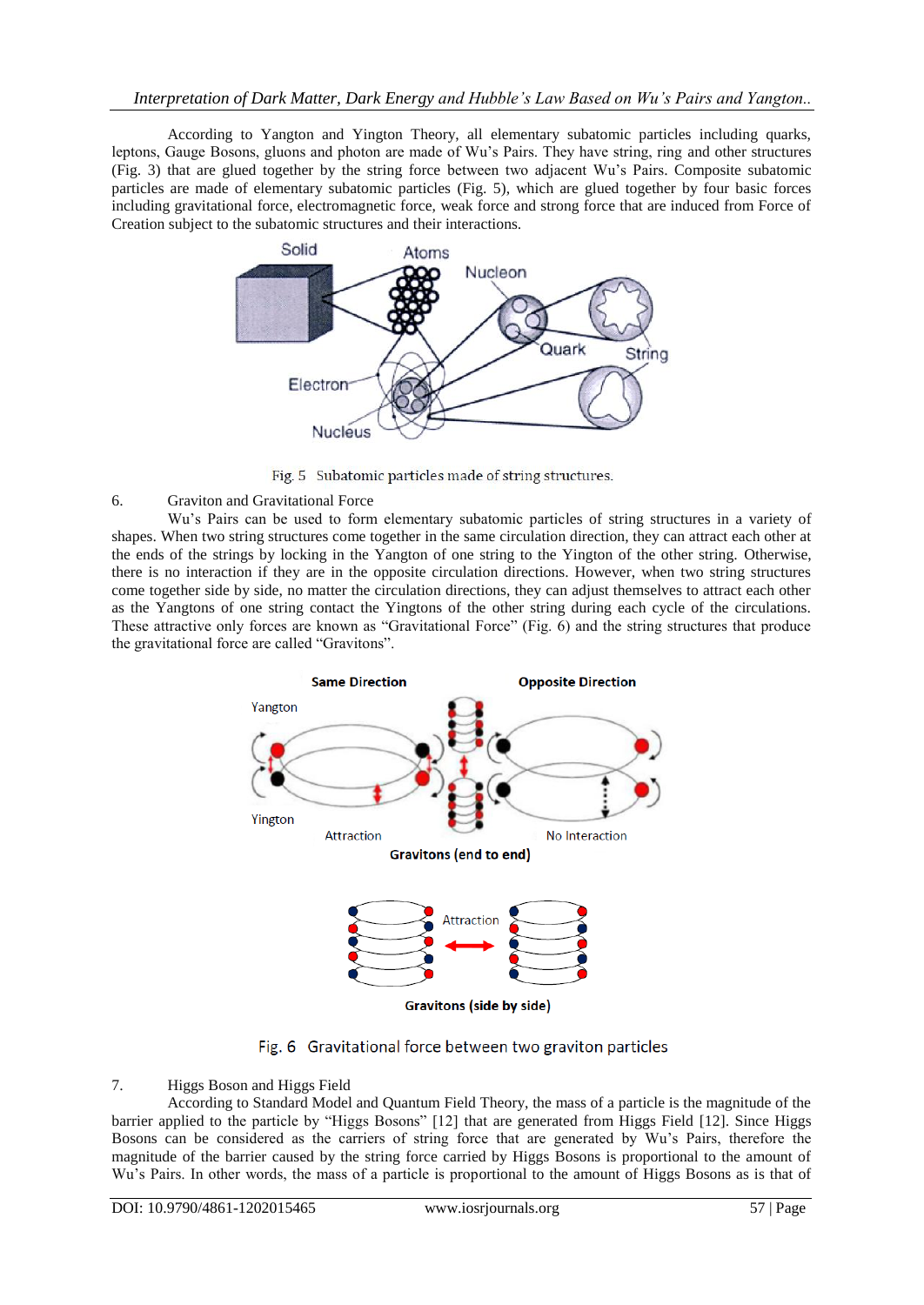According to Yangton and Yington Theory, all elementary subatomic particles including quarks, leptons, Gauge Bosons, gluons and photon are made of Wu's Pairs. They have string, ring and other structures (Fig. 3) that are glued together by the string force between two adjacent Wu's Pairs. Composite subatomic particles are made of elementary subatomic particles (Fig. 5), which are glued together by four basic forces including gravitational force, electromagnetic force, weak force and strong force that are induced from Force of Creation subject to the subatomic structures and their interactions.

Fig. 5 Subatomic particles made of string structures.

## 6. Graviton and Gravitational Force

Wu's Pairs can be used to form elementary subatomic particles of string structures in a variety of shapes. When two string structures come together in the same circulation direction, they can attract each other at the ends of the strings by locking in the Yangton of one string to the Yington of the other string. Otherwise, there is no interaction if they are in the opposite circulation directions. However, when two string structures come together side by side, no matter the circulation directions, they can adjust themselves to attract each other as the Yangtons of one string contact the Yingtons of the other string during each cycle of the circulations. These attractive only forces are known as "Gravitational Force" (Fig. 6) and the string structures that produce the gravitational force are called "Gravitons".

Fig. 6 Gravitational force between two graviton particles

## 7. Higgs Boson and Higgs Field

According to Standard Model and Quantum Field Theory, the mass of a particle is the magnitude of the barrier applied to the particle by "Higgs Bosons" [12] that are generated from Higgs Field [12]. Since Higgs Bosons can be considered as the carriers of string force that are generated by Wu's Pairs, therefore the magnitude of the barrier caused by the string force carried by Higgs Bosons is proportional to the amount of Wu's Pairs. In other words, the mass of a particle is proportional to the amount of Higgs Bosons as is that of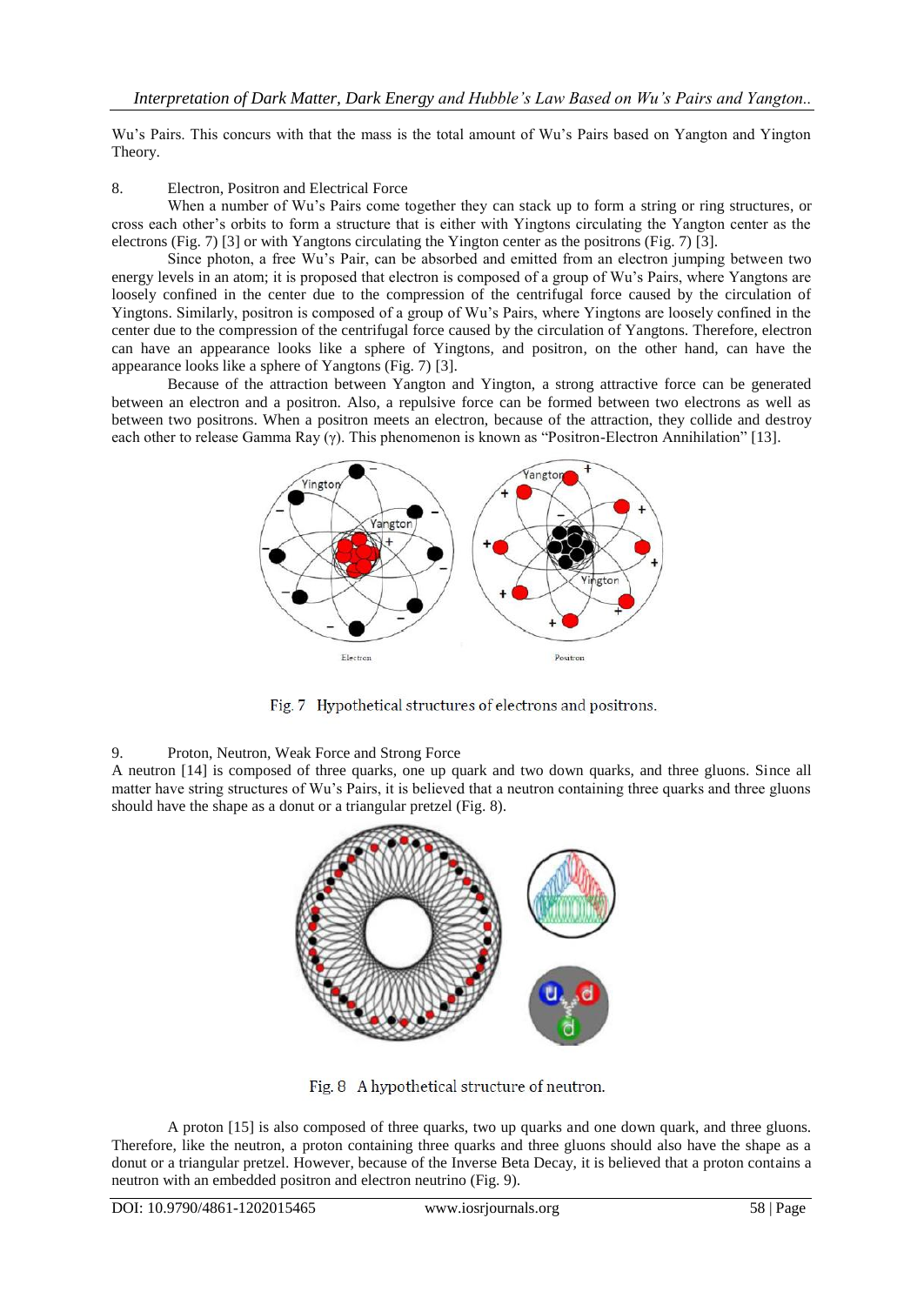Wu's Pairs. This concurs with that the mass is the total amount of Wu's Pairs based on Yangton and Yington Theory.

## 8. Electron, Positron and Electrical Force

When a number of Wu's Pairs come together they can stack up to form a string or ring structures, or cross each other's orbits to form a structure that is either with Yingtons circulating the Yangton center as the electrons (Fig. 7) [3] or with Yangtons circulating the Yington center as the positrons (Fig. 7) [3].

Since photon, a free Wu's Pair, can be absorbed and emitted from an electron jumping between two energy levels in an atom; it is proposed that electron is composed of a group of Wu's Pairs, where Yangtons are loosely confined in the center due to the compression of the centrifugal force caused by the circulation of Yingtons. Similarly, positron is composed of a group of Wu's Pairs, where Yingtons are loosely confined in the center due to the compression of the centrifugal force caused by the circulation of Yangtons. Therefore, electron can have an appearance looks like a sphere of Yingtons, and positron, on the other hand, can have the appearance looks like a sphere of Yangtons (Fig. 7) [3].

Because of the attraction between Yangton and Yington, a strong attractive force can be generated between an electron and a positron. Also, a repulsive force can be formed between two electrons as well as between two positrons. When a positron meets an electron, because of the attraction, they collide and destroy each other to release Gamma Ray (γ). This phenomenon is known as "Positron-Electron Annihilation" [13].

Fig. 7 Hypothetical structures of electrons and positrons.

## 9. Proton, Neutron, Weak Force and Strong Force

A neutron [14] is composed of three quarks, one up quark and two down quarks, and three gluons. Since all matter have string structures of Wu's Pairs, it is believed that a neutron containing three quarks and three gluons should have the shape as a donut or a triangular pretzel (Fig. 8).

Fig. 8 A hypothetical structure of neutron.

A proton [15] is also composed of three quarks, two up quarks and one down quark, and three gluons. Therefore, like the neutron, a proton containing three quarks and three gluons should also have the shape as a donut or a triangular pretzel. However, because of the Inverse Beta Decay, it is believed that a proton contains a neutron with an embedded positron and electron neutrino (Fig. 9).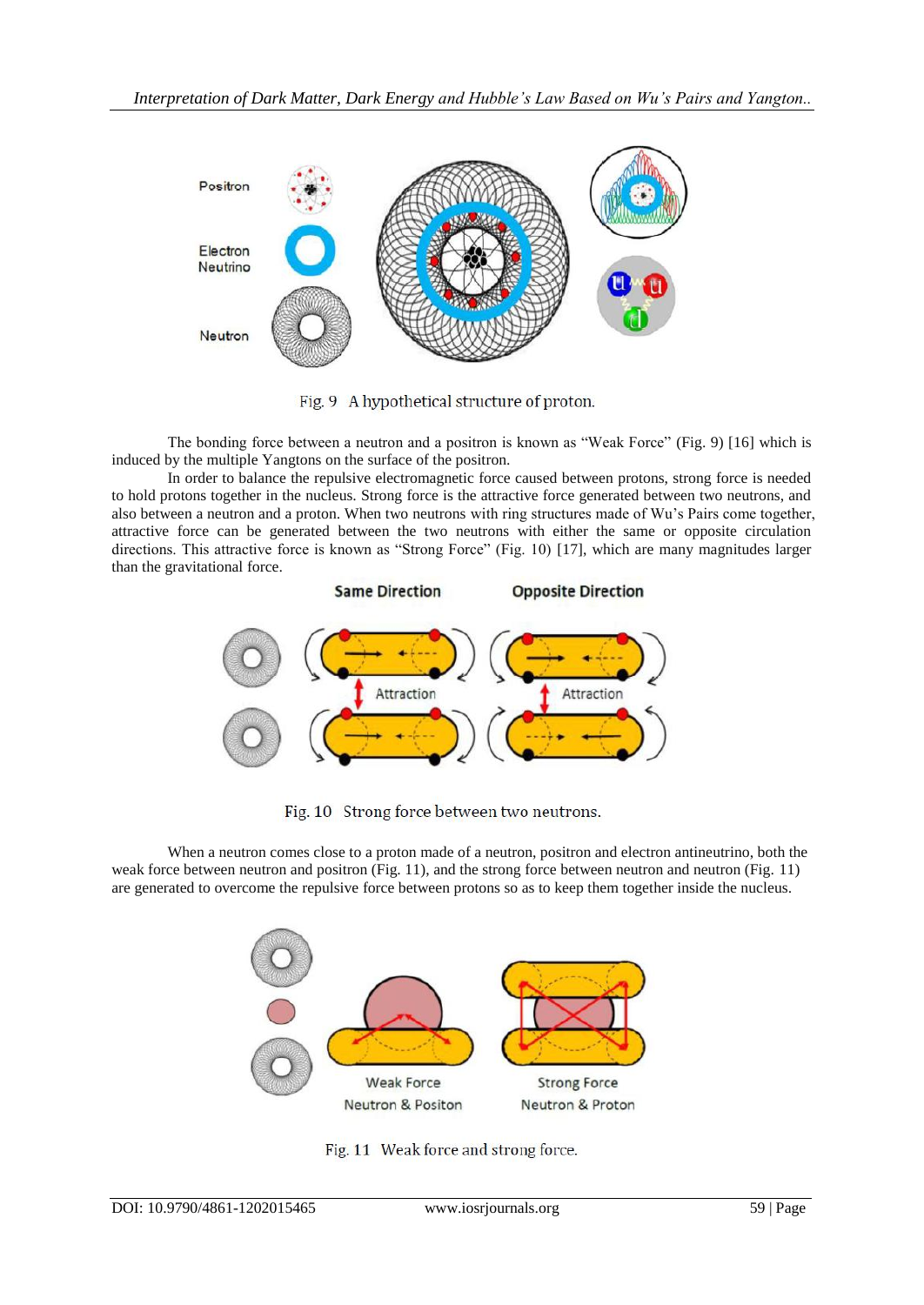Fig. 9 A hypothetical structure of proton.

The bonding force between a neutron and a positron is known as "Weak Force" (Fig. 9) [16] which is induced by the multiple Yangtons on the surface of the positron.

In order to balance the repulsive electromagnetic force caused between protons, strong force is needed to hold protons together in the nucleus. Strong force is the attractive force generated between two neutrons, and also between a neutron and a proton. When two neutrons with ring structures made of Wu's Pairs come together, attractive force can be generated between the two neutrons with either the same or opposite circulation directions. This attractive force is known as "Strong Force" (Fig. 10) [17], which are many magnitudes larger than the gravitational force.

Fig. 10 Strong force between two neutrons.

When a neutron comes close to a proton made of a neutron, positron and electron antineutrino, both the weak force between neutron and positron (Fig. 11), and the strong force between neutron and neutron (Fig. 11) are generated to overcome the repulsive force between protons so as to keep them together inside the nucleus.

Fig. 11 Weak force and strong force.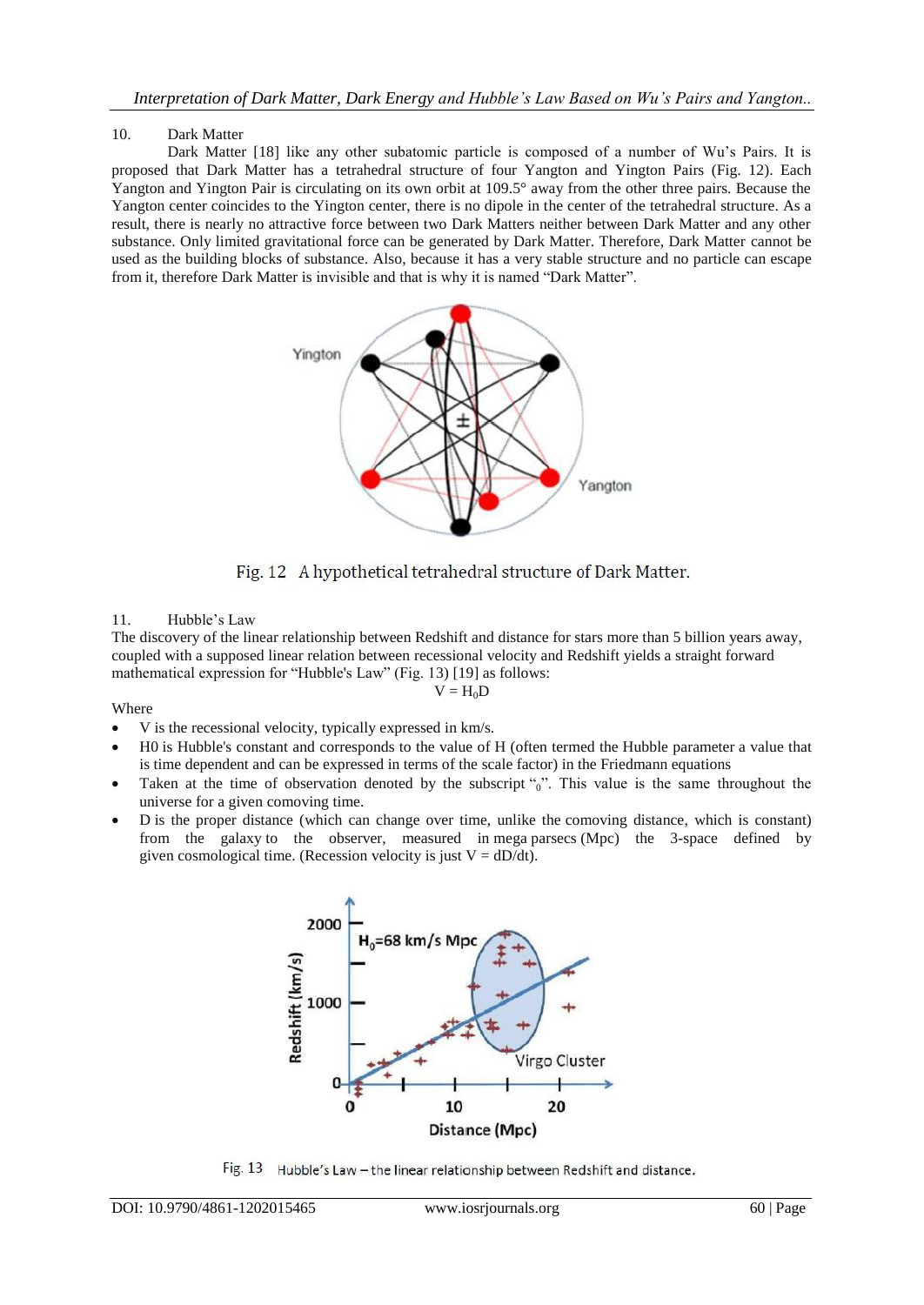## 10. Dark Matter

Dark Matter [18] like any other subatomic particle is composed of a number of Wu's Pairs. It is proposed that Dark Matter has a tetrahedral structure of four Yangton and Yington Pairs (Fig. 12). Each Yangton and Yington Pair is circulating on its own orbit at 109.5° away from the other three pairs. Because the Yangton center coincides to the Yington center, there is no dipole in the center of the tetrahedral structure. As a result, there is nearly no attractive force between two Dark Matters neither between Dark Matter and any other substance. Only limited gravitational force can be generated by Dark Matter. Therefore, Dark Matter cannot be used as the building blocks of substance. Also, because it has a very stable structure and no particle can escape from it, therefore Dark Matter is invisible and that is why it is named "Dark Matter".

Fig. 12 A hypothetical tetrahedral structure of Dark Matter.

## 11. Hubble's Law

The discovery of the linear relationship between Redshift and distance for stars more than 5 billion years away, coupled with a supposed linear relation between recessional velocity and Redshift yields a straight forward mathematical expression for "Hubble's Law" (Fig. 13) [19] as follows:

$$V = H_0D$$

Where

- V is the recessional velocity, typically expressed in km/s.
- H0 is Hubble's constant and corresponds to the value of H (often termed the Hubble parameter a value that is time dependent and can be expressed in terms of the scale factor) in the Friedmann equations
- Taken at the time of observation denoted by the subscript "$_0$". This value is the same throughout the universe for a given comoving time.
- D is the proper distance (which can change over time, unlike the comoving distance, which is constant) from the galaxy to the observer, measured in mega parsecs (Mpc) the 3-space defined by given cosmological time. (Recession velocity is just $V = dD/dt$).

Fig. 13 Hubble's Law – the linear relationship between Redshift and distance.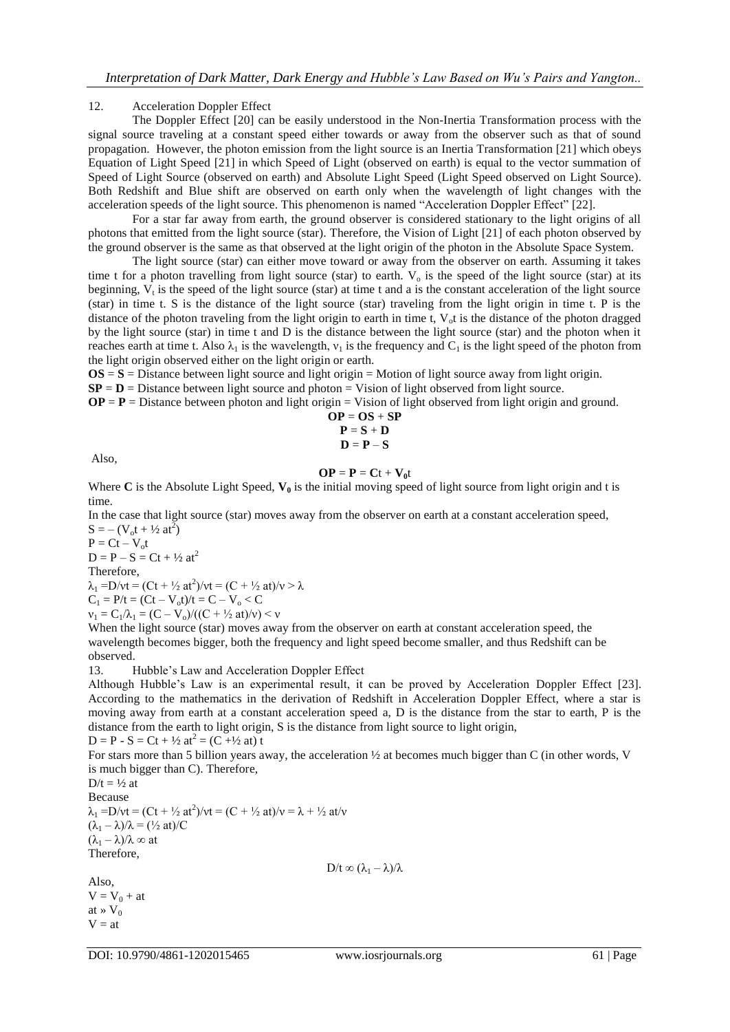## 12. Acceleration Doppler Effect

The Doppler Effect [20] can be easily understood in the Non-Inertia Transformation process with the signal source traveling at a constant speed either towards or away from the observer such as that of sound propagation. However, the photon emission from the light source is an Inertia Transformation [21] which obeys Equation of Light Speed [21] in which Speed of Light (observed on earth) is equal to the vector summation of Speed of Light Source (observed on earth) and Absolute Light Speed (Light Speed observed on Light Source). Both Redshift and Blue shift are observed on earth only when the wavelength of light changes with the acceleration speeds of the light source. This phenomenon is named "Acceleration Doppler Effect" [22].

For a star far away from earth, the ground observer is considered stationary to the light origins of all photons that emitted from the light source (star). Therefore, the Vision of Light [21] of each photon observed by the ground observer is the same as that observed at the light origin of the photon in the Absolute Space System.

The light source (star) can either move toward or away from the observer on earth. Assuming it takes time t for a photon travelling from light source (star) to earth. $V_o$ is the speed of the light source (star) at its beginning, $V_t$ is the speed of the light source (star) at time t and a is the constant acceleration of the light source (star) in time t. S is the distance of the light source (star) traveling from the light origin in time t. P is the distance of the photon traveling from the light origin to earth in time t, $V_o t$ is the distance of the photon dragged by the light source (star) in time t and D is the distance between the light source (star) and the photon when it reaches earth at time t. Also $\lambda_1$ is the wavelength, $\nu_1$ is the frequency and $C_1$ is the light speed of the photon from the light origin observed either on the light origin or earth.

**OS** = **S** = Distance between light source and light origin = Motion of light source away from light origin.
**SP** = **D** = Distance between light source and photon = Vision of light observed from light source.
**OP** = **P** = Distance between photon and light origin = Vision of light observed from light origin and ground.

$$\mathbf{OP} = \mathbf{OS} + \mathbf{SP}$$
$$\mathbf{P} = \mathbf{S} + \mathbf{D}$$
$$\mathbf{D} = \mathbf{P} - \mathbf{S}$$

Also,

$$\mathbf{OP} = \mathbf{P} = \mathbf{C}t + \mathbf{V_0}t$$

Where **C** is the Absolute Light Speed, $\mathbf{V_0}$ is the initial moving speed of light source from light origin and t is time.

In the case that light source (star) moves away from the observer on earth at a constant acceleration speed,

$S = -(V_o t + \frac{1}{2} at^2)$
$P = Ct - V_o t$
$D = P - S = Ct + \frac{1}{2} at^2$

Therefore,

$\lambda_1 = D/\nu t = (Ct + \frac{1}{2} at^2)/\nu t = (C + \frac{1}{2} at)/\nu > \lambda$
$C_1 = P/t = (Ct - V_o t)/t = C - V_o < C$
$\nu_1 = C_1/\lambda_1 = (C - V_o)/((C + \frac{1}{2} at)/\nu) < \nu$

When the light source (star) moves away from the observer on earth at constant acceleration speed, the wavelength becomes bigger, both the frequency and light speed become smaller, and thus Redshift can be observed.

## 13. Hubble's Law and Acceleration Doppler Effect

Although Hubble's Law is an experimental result, it can be proved by Acceleration Doppler Effect [23]. According to the mathematics in the derivation of Redshift in Acceleration Doppler Effect, where a star is moving away from earth at a constant acceleration speed a, D is the distance from the star to earth, P is the distance from the earth to light origin, S is the distance from light source to light origin,

$D = P - S = Ct + \frac{1}{2} at^2 = (C + \frac{1}{2} at)\, t$

For stars more than 5 billion years away, the acceleration $\frac{1}{2}$ at becomes much bigger than C (in other words, V is much bigger than C). Therefore,

$D/t = \frac{1}{2} at$

Because

$\lambda_1 = D/\nu t = (Ct + \frac{1}{2} at^2)/\nu t = (C + \frac{1}{2} at)/\nu = \lambda + \frac{1}{2} at/\nu$
$(\lambda_1 - \lambda)/\lambda = (\frac{1}{2} at)/C$
$(\lambda_1 - \lambda)/\lambda \infty at$

Therefore,

$$D/t \infty (\lambda_1 - \lambda)/\lambda$$

Also,

$V = V_0 + at$
$at \gg V_0$
$V = at$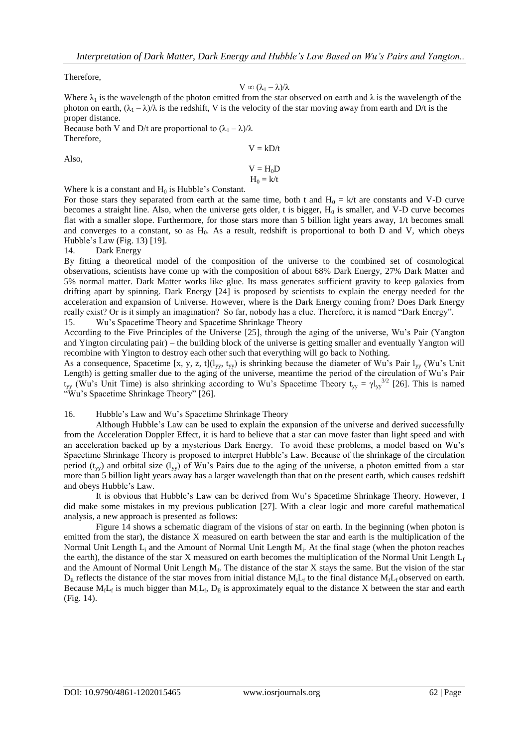Therefore,

$$V \propto (\lambda_1 - \lambda)/\lambda$$

Where $\lambda_1$ is the wavelength of the photon emitted from the star observed on earth and $\lambda$ is the wavelength of the photon on earth, $(\lambda_1 - \lambda)/\lambda$ is the redshift, V is the velocity of the star moving away from earth and D/t is the proper distance.

Because both V and D/t are proportional to $(\lambda_1 - \lambda)/\lambda$

Therefore,

$$V = kD/t$$

Also,

$$V = H_0 D$$

$$H_0 = k/t$$

Where k is a constant and $H_0$ is Hubble's Constant.

For those stars they separated from earth at the same time, both t and $H_0 = k/t$ are constants and V-D curve becomes a straight line. Also, when the universe gets older, t is bigger, $H_0$ is smaller, and V-D curve becomes flat with a smaller slope. Furthermore, for those stars more than 5 billion light years away, 1/t becomes small and converges to a constant, so as $H_0$. As a result, redshift is proportional to both D and V, which obeys Hubble's Law (Fig. 13) [19].

## 14. Dark Energy

By fitting a theoretical model of the composition of the universe to the combined set of cosmological observations, scientists have come up with the composition of about 68% Dark Energy, 27% Dark Matter and 5% normal matter. Dark Matter works like glue. Its mass generates sufficient gravity to keep galaxies from drifting apart by spinning. Dark Energy [24] is proposed by scientists to explain the energy needed for the acceleration and expansion of Universe. However, where is the Dark Energy coming from? Does Dark Energy really exist? Or is it simply an imagination? So far, nobody has a clue. Therefore, it is named "Dark Energy".

## 15. Wu's Spacetime Theory and Spacetime Shrinkage Theory

According to the Five Principles of the Universe [25], through the aging of the universe, Wu's Pair (Yangton and Yington circulating pair) – the building block of the universe is getting smaller and eventually Yangton will recombine with Yington to destroy each other such that everything will go back to Nothing.

As a consequence, Spacetime [x, y, z, t]($l_{yy}$, $t_{yy}$) is shrinking because the diameter of Wu's Pair $l_{yy}$ (Wu's Unit Length) is getting smaller due to the aging of the universe, meantime the period of the circulation of Wu's Pair $t_{yy}$ (Wu's Unit Time) is also shrinking according to Wu's Spacetime Theory $t_{yy} = \gamma l_{yy}^{3/2}$ [26]. This is named "Wu's Spacetime Shrinkage Theory" [26].

## 16. Hubble's Law and Wu's Spacetime Shrinkage Theory

Although Hubble's Law can be used to explain the expansion of the universe and derived successfully from the Acceleration Doppler Effect, it is hard to believe that a star can move faster than light speed and with an acceleration backed up by a mysterious Dark Energy. To avoid these problems, a model based on Wu's Spacetime Shrinkage Theory is proposed to interpret Hubble's Law. Because of the shrinkage of the circulation period ($t_{yy}$) and orbital size ($l_{yy}$) of Wu's Pairs due to the aging of the universe, a photon emitted from a star more than 5 billion light years away has a larger wavelength than that on the present earth, which causes redshift and obeys Hubble's Law.

It is obvious that Hubble's Law can be derived from Wu's Spacetime Shrinkage Theory. However, I did make some mistakes in my previous publication [27]. With a clear logic and more careful mathematical analysis, a new approach is presented as follows:

Figure 14 shows a schematic diagram of the visions of star on earth. In the beginning (when photon is emitted from the star), the distance X measured on earth between the star and earth is the multiplication of the Normal Unit Length $L_i$ and the Amount of Normal Unit Length $M_i$. At the final stage (when the photon reaches the earth), the distance of the star X measured on earth becomes the multiplication of the Normal Unit Length $L_f$ and the Amount of Normal Unit Length $M_f$. The distance of the star X stays the same. But the vision of the star $D_E$ reflects the distance of the star moves from initial distance $M_iL_f$ to the final distance $M_fL_f$ observed on earth. Because $M_fL_f$ is much bigger than $M_iL_f$, $D_E$ is approximately equal to the distance X between the star and earth (Fig. 14).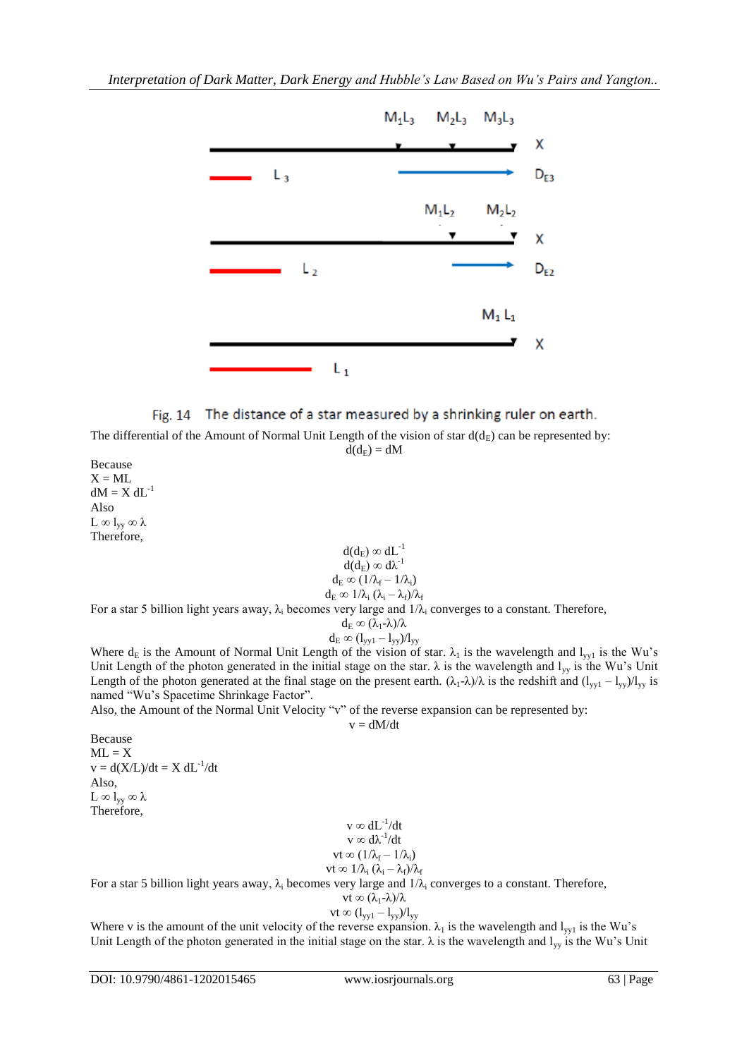Fig. 14 The distance of a star measured by a shrinking ruler on earth.

The differential of the Amount of Normal Unit Length of the vision of star $d(d_E)$ can be represented by:

$$d(d_E) = dM$$

Because

$X = ML$

$dM = X\, dL^{-1}$

Also

$L \propto l_{yy} \propto \lambda$

Therefore,

$$d(d_E) \propto dL^{-1}$$
$$d(d_E) \propto d\lambda^{-1}$$
$$d_E \propto (1/\lambda_f - 1/\lambda_i)$$
$$d_E \propto 1/\lambda_i\, (\lambda_i - \lambda_f)/\lambda_f$$

For a star 5 billion light years away, $\lambda_i$ becomes very large and $1/\lambda_i$ converges to a constant. Therefore,

$$d_E \propto (\lambda_1 - \lambda)/\lambda$$
$$d_E \propto (l_{yy1} - l_{yy})/l_{yy}$$

Where $d_E$ is the Amount of Normal Unit Length of the vision of star. $\lambda_1$ is the wavelength and $l_{yy1}$ is the Wu's Unit Length of the photon generated in the initial stage on the star. $\lambda$ is the wavelength and $l_{yy}$ is the Wu's Unit Length of the photon generated at the final stage on the present earth. $(\lambda_1 - \lambda)/\lambda$ is the redshift and $(l_{yy1} - l_{yy})/l_{yy}$ is named "Wu's Spacetime Shrinkage Factor".

Also, the Amount of the Normal Unit Velocity "v" of the reverse expansion can be represented by:

$$v = dM/dt$$

Because

$ML = X$

$v = d(X/L)/dt = X\, dL^{-1}/dt$

Also,

$L \propto l_{yy} \propto \lambda$

Therefore,

$$v \propto dL^{-1}/dt$$
$$v \propto d\lambda^{-1}/dt$$
$$vt \propto (1/\lambda_f - 1/\lambda_i)$$
$$vt \propto 1/\lambda_i\, (\lambda_i - \lambda_f)/\lambda_f$$

For a star 5 billion light years away, $\lambda_i$ becomes very large and $1/\lambda_i$ converges to a constant. Therefore,

$$vt \propto (\lambda_1 - \lambda)/\lambda$$
$$vt \propto (l_{yy1} - l_{yy})/l_{yy}$$

Where v is the amount of the unit velocity of the reverse expansion. $\lambda_1$ is the wavelength and $l_{yy1}$ is the Wu's Unit Length of the photon generated in the initial stage on the star. $\lambda$ is the wavelength and $l_{yy}$ is the Wu's Unit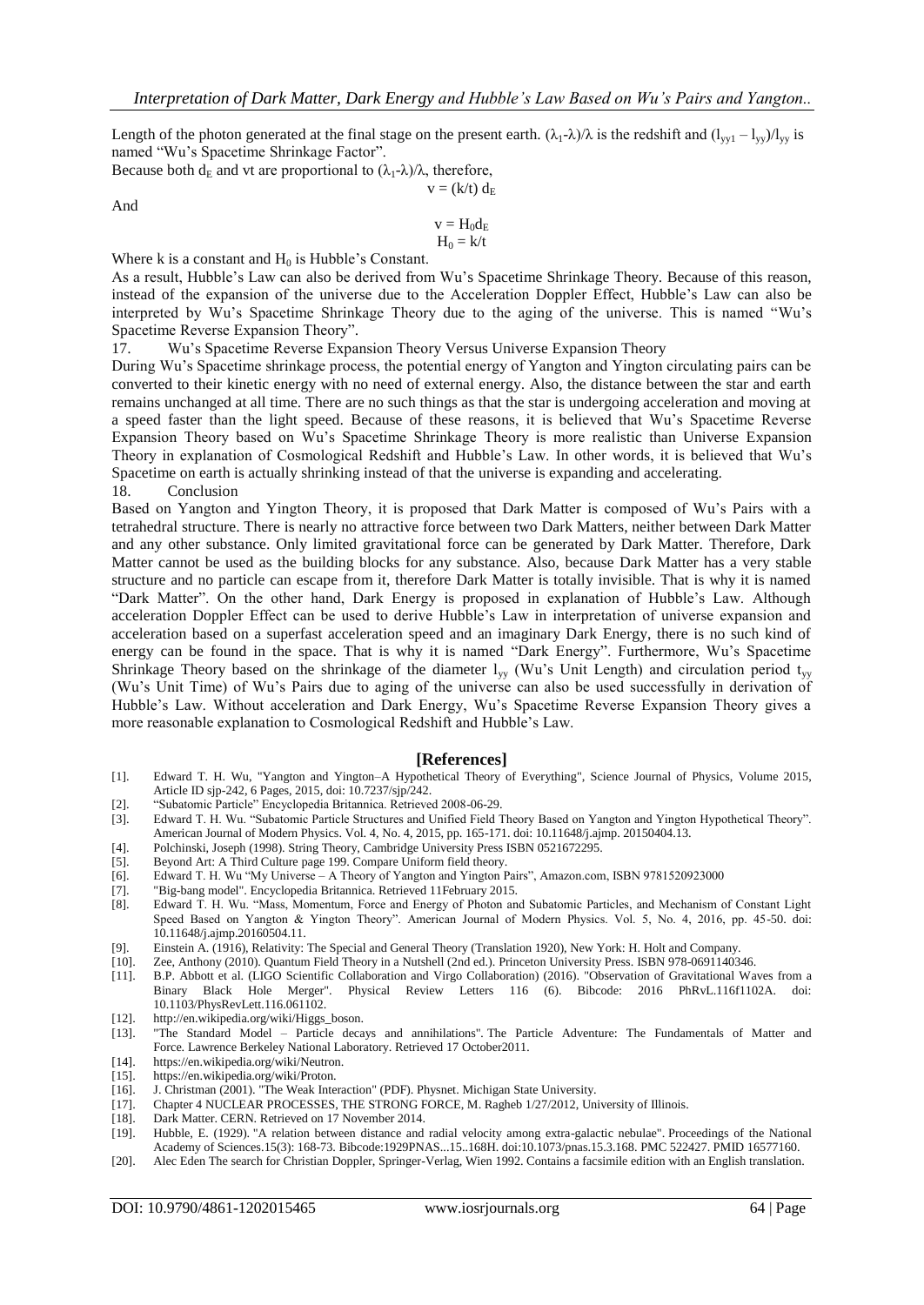Length of the photon generated at the final stage on the present earth. $(\lambda_1-\lambda)/\lambda$ is the redshift and $(l_{yy1} - l_{yy})/l_{yy}$ is named "Wu's Spacetime Shrinkage Factor".

Because both $d_E$ and vt are proportional to $(\lambda_1-\lambda)/\lambda$, therefore,

$$v = (k/t)\, d_E$$

And

$$v = H_0 d_E$$

$$H_0 = k/t$$

Where k is a constant and $H_0$ is Hubble's Constant.

As a result, Hubble's Law can also be derived from Wu's Spacetime Shrinkage Theory. Because of this reason, instead of the expansion of the universe due to the Acceleration Doppler Effect, Hubble's Law can also be interpreted by Wu's Spacetime Shrinkage Theory due to the aging of the universe. This is named "Wu's Spacetime Reverse Expansion Theory".

## 17. Wu's Spacetime Reverse Expansion Theory Versus Universe Expansion Theory

During Wu's Spacetime shrinkage process, the potential energy of Yangton and Yington circulating pairs can be converted to their kinetic energy with no need of external energy. Also, the distance between the star and earth remains unchanged at all time. There are no such things as that the star is undergoing acceleration and moving at a speed faster than the light speed. Because of these reasons, it is believed that Wu's Spacetime Reverse Expansion Theory based on Wu's Spacetime Shrinkage Theory is more realistic than Universe Expansion Theory in explanation of Cosmological Redshift and Hubble's Law. In other words, it is believed that Wu's Spacetime on earth is actually shrinking instead of that the universe is expanding and accelerating.

## 18. Conclusion

Based on Yangton and Yington Theory, it is proposed that Dark Matter is composed of Wu's Pairs with a tetrahedral structure. There is nearly no attractive force between two Dark Matters, neither between Dark Matter and any other substance. Only limited gravitational force can be generated by Dark Matter. Therefore, Dark Matter cannot be used as the building blocks for any substance. Also, because Dark Matter has a very stable structure and no particle can escape from it, therefore Dark Matter is totally invisible. That is why it is named "Dark Matter". On the other hand, Dark Energy is proposed in explanation of Hubble's Law. Although acceleration Doppler Effect can be used to derive Hubble's Law in interpretation of universe expansion and acceleration based on a superfast acceleration speed and an imaginary Dark Energy, there is no such kind of energy can be found in the space. That is why it is named "Dark Energy". Furthermore, Wu's Spacetime Shrinkage Theory based on the shrinkage of the diameter $l_{yy}$ (Wu's Unit Length) and circulation period $t_{yy}$ (Wu's Unit Time) of Wu's Pairs due to aging of the universe can also be used successfully in derivation of Hubble's Law. Without acceleration and Dark Energy, Wu's Spacetime Reverse Expansion Theory gives a more reasonable explanation to Cosmological Redshift and Hubble's Law.

## [References]

[1]. Edward T. H. Wu, "Yangton and Yington–A Hypothetical Theory of Everything", Science Journal of Physics, Volume 2015, Article ID sjp-242, 6 Pages, 2015, doi: 10.7237/sjp/242.

[2]. "Subatomic Particle" Encyclopedia Britannica. Retrieved 2008-06-29.

[3]. Edward T. H. Wu. "Subatomic Particle Structures and Unified Field Theory Based on Yangton and Yington Hypothetical Theory". American Journal of Modern Physics. Vol. 4, No. 4, 2015, pp. 165-171. doi: 10.11648/j.ajmp. 20150404.13.

[4]. Polchinski, Joseph (1998). String Theory, Cambridge University Press ISBN 0521672295.

[5]. Beyond Art: A Third Culture page 199. Compare Uniform field theory.

[6]. Edward T. H. Wu "My Universe – A Theory of Yangton and Yington Pairs", Amazon.com, ISBN 9781520923000

[7]. "Big-bang model". Encyclopedia Britannica. Retrieved 11February 2015.

[8]. Edward T. H. Wu. "Mass, Momentum, Force and Energy of Photon and Subatomic Particles, and Mechanism of Constant Light Speed Based on Yangton & Yington Theory". American Journal of Modern Physics. Vol. 5, No. 4, 2016, pp. 45-50. doi: 10.11648/j.ajmp.20160504.11.

[9]. Einstein A. (1916), Relativity: The Special and General Theory (Translation 1920), New York: H. Holt and Company.

[10]. Zee, Anthony (2010). Quantum Field Theory in a Nutshell (2nd ed.). Princeton University Press. ISBN 978-0691140346.

[11]. B.P. Abbott et al. (LIGO Scientific Collaboration and Virgo Collaboration) (2016). "Observation of Gravitational Waves from a Binary Black Hole Merger". Physical Review Letters 116 (6). Bibcode: 2016 PhRvL.116f1102A. doi: 10.1103/PhysRevLett.116.061102.

[12]. http://en.wikipedia.org/wiki/Higgs_boson.

[13]. "The Standard Model – Particle decays and annihilations". The Particle Adventure: The Fundamentals of Matter and Force. Lawrence Berkeley National Laboratory. Retrieved 17 October2011.

[14]. https://en.wikipedia.org/wiki/Neutron.

[15]. https://en.wikipedia.org/wiki/Proton.

[16]. J. Christman (2001). "The Weak Interaction" (PDF). Physnet. Michigan State University.

[17]. Chapter 4 NUCLEAR PROCESSES, THE STRONG FORCE, M. Ragheb 1/27/2012, University of Illinois.

[18]. Dark Matter. CERN. Retrieved on 17 November 2014.

[19]. Hubble, E. (1929). "A relation between distance and radial velocity among extra-galactic nebulae". Proceedings of the National Academy of Sciences.15(3): 168-73. Bibcode:1929PNAS...15..168H. doi:10.1073/pnas.15.3.168. PMC 522427. PMID 16577160.

[20]. Alec Eden The search for Christian Doppler, Springer-Verlag, Wien 1992. Contains a facsimile edition with an English translation.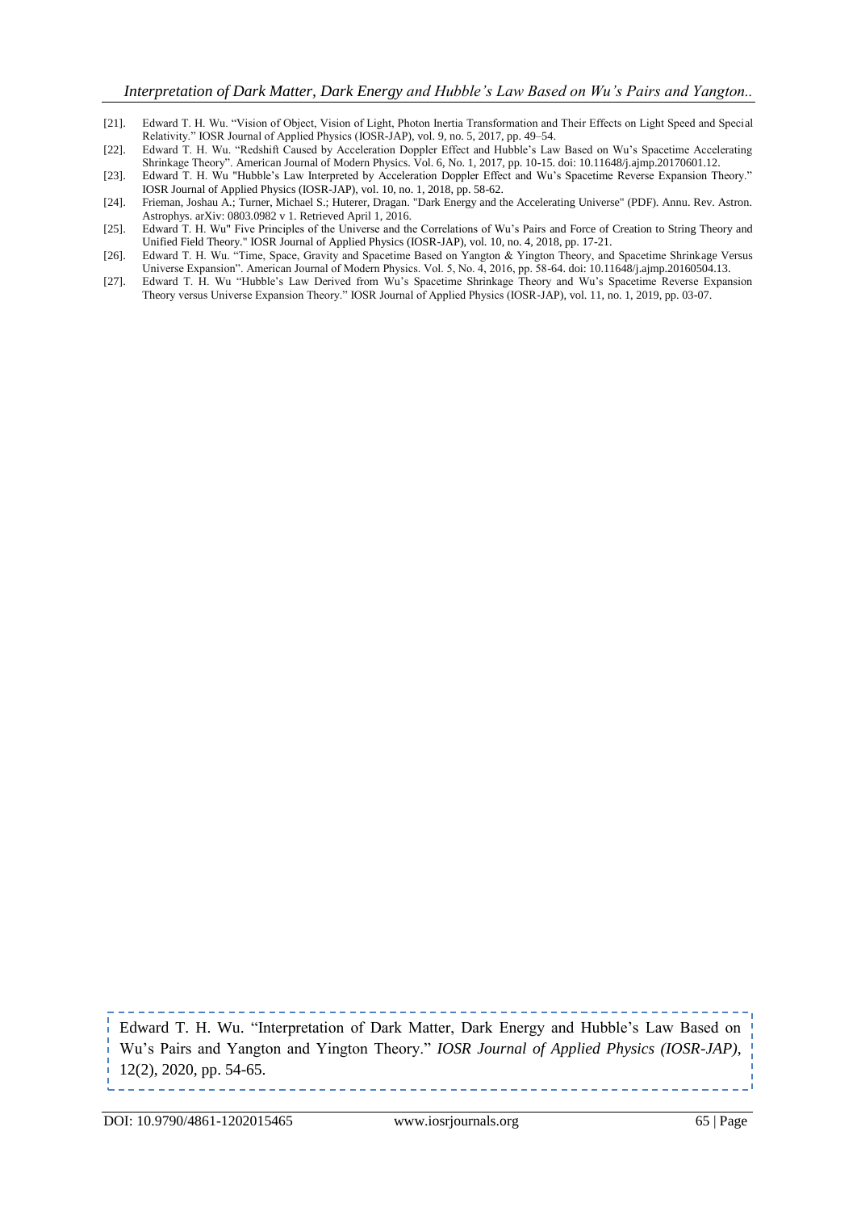[21]. Edward T. H. Wu. "Vision of Object, Vision of Light, Photon Inertia Transformation and Their Effects on Light Speed and Special Relativity." IOSR Journal of Applied Physics (IOSR-JAP), vol. 9, no. 5, 2017, pp. 49–54.

[22]. Edward T. H. Wu. "Redshift Caused by Acceleration Doppler Effect and Hubble's Law Based on Wu's Spacetime Accelerating Shrinkage Theory". American Journal of Modern Physics. Vol. 6, No. 1, 2017, pp. 10-15. doi: 10.11648/j.ajmp.20170601.12.

[23]. Edward T. H. Wu "Hubble's Law Interpreted by Acceleration Doppler Effect and Wu's Spacetime Reverse Expansion Theory." IOSR Journal of Applied Physics (IOSR-JAP), vol. 10, no. 1, 2018, pp. 58-62.

[24]. Frieman, Joshau A.; Turner, Michael S.; Huterer, Dragan. "Dark Energy and the Accelerating Universe" (PDF). Annu. Rev. Astron. Astrophys. arXiv: 0803.0982 v 1. Retrieved April 1, 2016.

[25]. Edward T. H. Wu" Five Principles of the Universe and the Correlations of Wu's Pairs and Force of Creation to String Theory and Unified Field Theory." IOSR Journal of Applied Physics (IOSR-JAP), vol. 10, no. 4, 2018, pp. 17-21.

[26]. Edward T. H. Wu. "Time, Space, Gravity and Spacetime Based on Yangton & Yington Theory, and Spacetime Shrinkage Versus Universe Expansion". American Journal of Modern Physics. Vol. 5, No. 4, 2016, pp. 58-64. doi: 10.11648/j.ajmp.20160504.13.

[27]. Edward T. H. Wu "Hubble's Law Derived from Wu's Spacetime Shrinkage Theory and Wu's Spacetime Reverse Expansion Theory versus Universe Expansion Theory." IOSR Journal of Applied Physics (IOSR-JAP), vol. 11, no. 1, 2019, pp. 03-07.

Edward T. H. Wu. "Interpretation of Dark Matter, Dark Energy and Hubble's Law Based on Wu's Pairs and Yangton and Yington Theory." *IOSR Journal of Applied Physics (IOSR-JAP)*, 12(2), 2020, pp. 54-65.